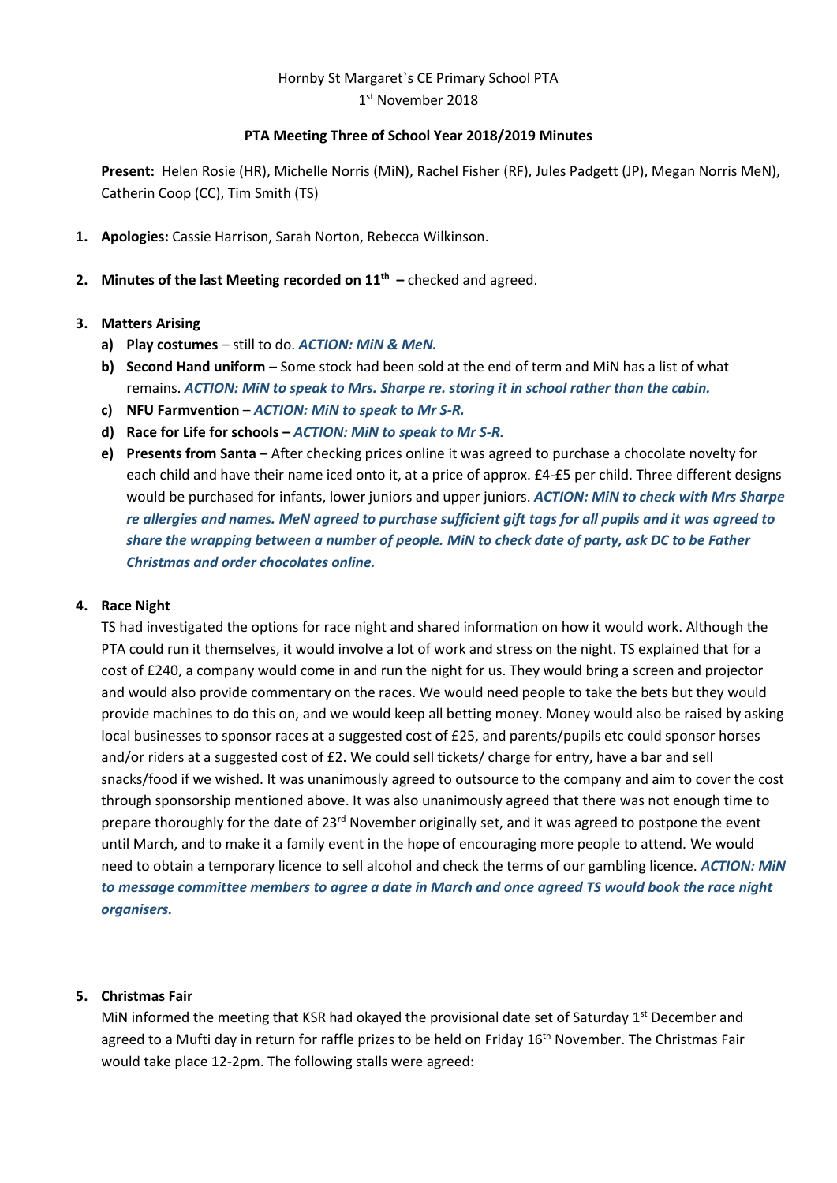Hornby St Margaret`s CE Primary School PTA
1st November 2018

**PTA Meeting Three of School Year 2018/2019 Minutes**

**Present:** Helen Rosie (HR), Michelle Norris (MiN), Rachel Fisher (RF), Jules Padgett (JP), Megan Norris MeN), Catherin Coop (CC), Tim Smith (TS)

1. **Apologies:** Cassie Harrison, Sarah Norton, Rebecca Wilkinson.
2. **Minutes of the last Meeting recorded on 11th –** checked and agreed.
3. **Matters Arising**
   a) **Play costumes** – still to do. ***ACTION: MiN & MeN.***
   b) **Second Hand uniform** – Some stock had been sold at the end of term and MiN has a list of what remains. ***ACTION: MiN to speak to Mrs. Sharpe re. storing it in school rather than the cabin.***
   c) **NFU Farmvention** – ***ACTION: MiN to speak to Mr S-R.***
   d) **Race for Life for schools –** ***ACTION: MiN to speak to Mr S-R.***
   e) **Presents from Santa –** After checking prices online it was agreed to purchase a chocolate novelty for each child and have their name iced onto it, at a price of approx. £4-£5 per child. Three different designs would be purchased for infants, lower juniors and upper juniors. ***ACTION: MiN to check with Mrs Sharpe re allergies and names. MeN agreed to purchase sufficient gift tags for all pupils and it was agreed to share the wrapping between a number of people. MiN to check date of party, ask DC to be Father Christmas and order chocolates online.***
4. **Race Night**

   TS had investigated the options for race night and shared information on how it would work. Although the PTA could run it themselves, it would involve a lot of work and stress on the night. TS explained that for a cost of £240, a company would come in and run the night for us. They would bring a screen and projector and would also provide commentary on the races. We would need people to take the bets but they would provide machines to do this on, and we would keep all betting money. Money would also be raised by asking local businesses to sponsor races at a suggested cost of £25, and parents/pupils etc could sponsor horses and/or riders at a suggested cost of £2. We could sell tickets/ charge for entry, have a bar and sell snacks/food if we wished. It was unanimously agreed to outsource to the company and aim to cover the cost through sponsorship mentioned above. It was also unanimously agreed that there was not enough time to prepare thoroughly for the date of 23rd November originally set, and it was agreed to postpone the event until March, and to make it a family event in the hope of encouraging more people to attend. We would need to obtain a temporary licence to sell alcohol and check the terms of our gambling licence. ***ACTION: MiN to message committee members to agree a date in March and once agreed TS would book the race night organisers.***

5. **Christmas Fair**

   MiN informed the meeting that KSR had okayed the provisional date set of Saturday 1st December and agreed to a Mufti day in return for raffle prizes to be held on Friday 16th November. The Christmas Fair would take place 12-2pm. The following stalls were agreed: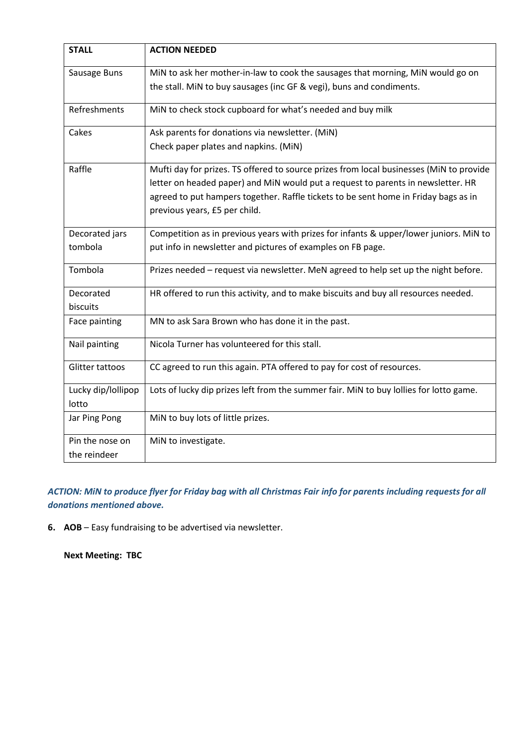| STALL | ACTION NEEDED |
|---|---|
| Sausage Buns | MiN to ask her mother-in-law to cook the sausages that morning, MiN would go on the stall. MiN to buy sausages (inc GF & vegi), buns and condiments. |
| Refreshments | MiN to check stock cupboard for what's needed and buy milk |
| Cakes | Ask parents for donations via newsletter. (MiN)<br>Check paper plates and napkins. (MiN) |
| Raffle | Mufti day for prizes. TS offered to source prizes from local businesses (MiN to provide letter on headed paper) and MiN would put a request to parents in newsletter. HR agreed to put hampers together. Raffle tickets to be sent home in Friday bags as in previous years, £5 per child. |
| Decorated jars tombola | Competition as in previous years with prizes for infants & upper/lower juniors. MiN to put info in newsletter and pictures of examples on FB page. |
| Tombola | Prizes needed – request via newsletter. MeN agreed to help set up the night before. |
| Decorated biscuits | HR offered to run this activity, and to make biscuits and buy all resources needed. |
| Face painting | MN to ask Sara Brown who has done it in the past. |
| Nail painting | Nicola Turner has volunteered for this stall. |
| Glitter tattoos | CC agreed to run this again. PTA offered to pay for cost of resources. |
| Lucky dip/lollipop lotto | Lots of lucky dip prizes left from the summer fair. MiN to buy lollies for lotto game. |
| Jar Ping Pong | MiN to buy lots of little prizes. |
| Pin the nose on the reindeer | MiN to investigate. |

***ACTION: MiN to produce flyer for Friday bag with all Christmas Fair info for parents including requests for all donations mentioned above.***

6. **AOB** – Easy fundraising to be advertised via newsletter.

**Next Meeting: TBC**